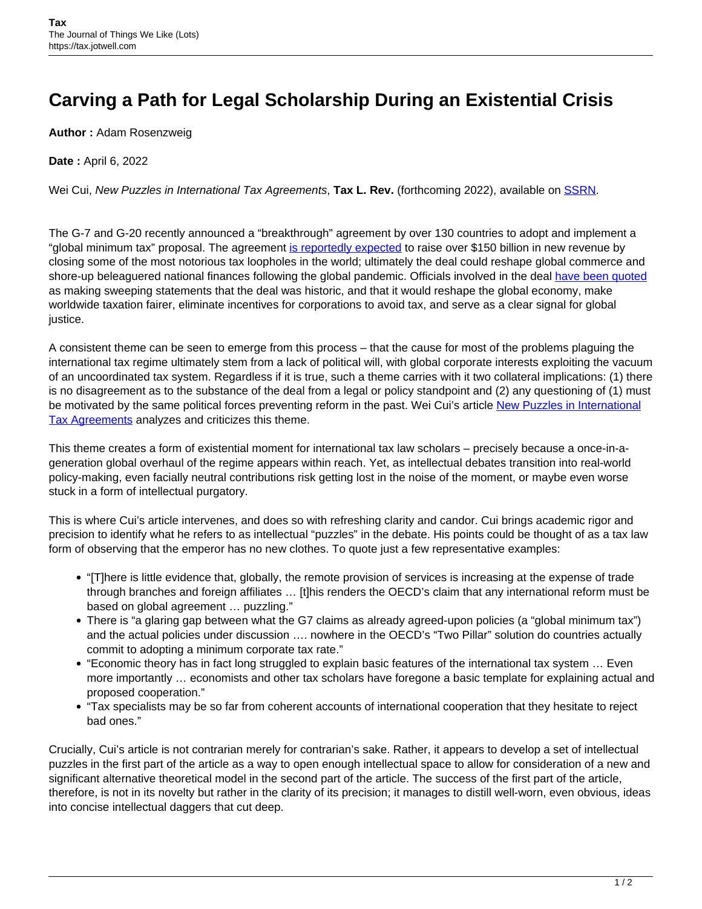# Carving a Path for Legal Scholarship During an Existential Crisis

**Author :** Adam Rosenzweig

**Date :** April 6, 2022

Wei Cui, *New Puzzles in International Tax Agreements*, **Tax L. Rev.** (forthcoming 2022), available on SSRN.

The G-7 and G-20 recently announced a "breakthrough" agreement by over 130 countries to adopt and implement a "global minimum tax" proposal. The agreement is reportedly expected to raise over $150 billion in new revenue by closing some of the most notorious tax loopholes in the world; ultimately the deal could reshape global commerce and shore-up beleaguered national finances following the global pandemic. Officials involved in the deal have been quoted as making sweeping statements that the deal was historic, and that it would reshape the global economy, make worldwide taxation fairer, eliminate incentives for corporations to avoid tax, and serve as a clear signal for global justice.

A consistent theme can be seen to emerge from this process – that the cause for most of the problems plaguing the international tax regime ultimately stem from a lack of political will, with global corporate interests exploiting the vacuum of an uncoordinated tax system. Regardless if it is true, such a theme carries with it two collateral implications: (1) there is no disagreement as to the substance of the deal from a legal or policy standpoint and (2) any questioning of (1) must be motivated by the same political forces preventing reform in the past. Wei Cui's article New Puzzles in International Tax Agreements analyzes and criticizes this theme.

This theme creates a form of existential moment for international tax law scholars – precisely because a once-in-a-generation global overhaul of the regime appears within reach. Yet, as intellectual debates transition into real-world policy-making, even facially neutral contributions risk getting lost in the noise of the moment, or maybe even worse stuck in a form of intellectual purgatory.

This is where Cui's article intervenes, and does so with refreshing clarity and candor. Cui brings academic rigor and precision to identify what he refers to as intellectual "puzzles" in the debate. His points could be thought of as a tax law form of observing that the emperor has no new clothes. To quote just a few representative examples:

- "[T]here is little evidence that, globally, the remote provision of services is increasing at the expense of trade through branches and foreign affiliates … [t]his renders the OECD's claim that any international reform must be based on global agreement … puzzling."
- There is "a glaring gap between what the G7 claims as already agreed-upon policies (a "global minimum tax") and the actual policies under discussion …. nowhere in the OECD's "Two Pillar" solution do countries actually commit to adopting a minimum corporate tax rate."
- "Economic theory has in fact long struggled to explain basic features of the international tax system … Even more importantly … economists and other tax scholars have foregone a basic template for explaining actual and proposed cooperation."
- "Tax specialists may be so far from coherent accounts of international cooperation that they hesitate to reject bad ones."

Crucially, Cui's article is not contrarian merely for contrarian's sake. Rather, it appears to develop a set of intellectual puzzles in the first part of the article as a way to open enough intellectual space to allow for consideration of a new and significant alternative theoretical model in the second part of the article. The success of the first part of the article, therefore, is not in its novelty but rather in the clarity of its precision; it manages to distill well-worn, even obvious, ideas into concise intellectual daggers that cut deep.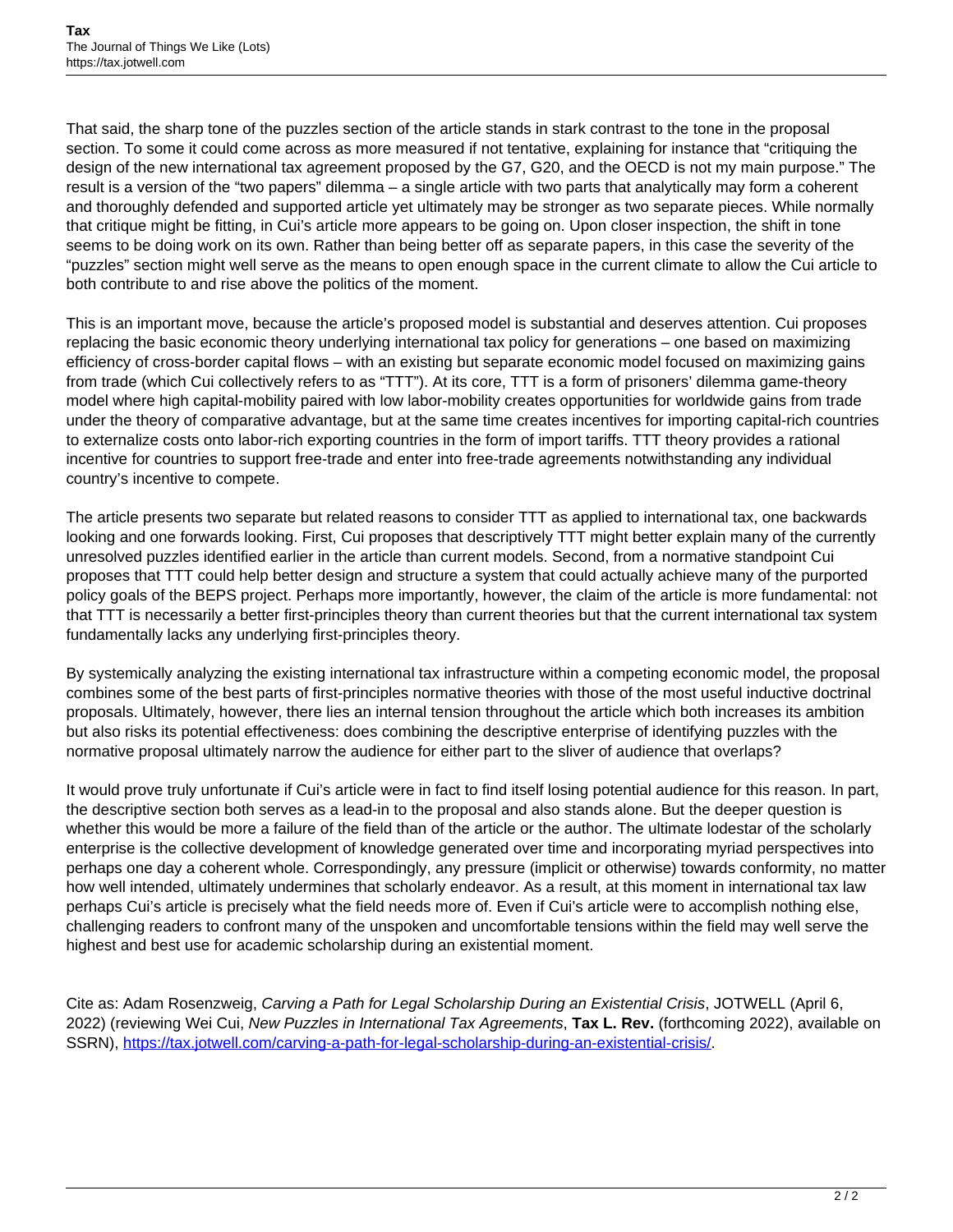That said, the sharp tone of the puzzles section of the article stands in stark contrast to the tone in the proposal section. To some it could come across as more measured if not tentative, explaining for instance that "critiquing the design of the new international tax agreement proposed by the G7, G20, and the OECD is not my main purpose." The result is a version of the "two papers" dilemma – a single article with two parts that analytically may form a coherent and thoroughly defended and supported article yet ultimately may be stronger as two separate pieces. While normally that critique might be fitting, in Cui's article more appears to be going on. Upon closer inspection, the shift in tone seems to be doing work on its own. Rather than being better off as separate papers, in this case the severity of the "puzzles" section might well serve as the means to open enough space in the current climate to allow the Cui article to both contribute to and rise above the politics of the moment.

This is an important move, because the article's proposed model is substantial and deserves attention. Cui proposes replacing the basic economic theory underlying international tax policy for generations – one based on maximizing efficiency of cross-border capital flows – with an existing but separate economic model focused on maximizing gains from trade (which Cui collectively refers to as "TTT"). At its core, TTT is a form of prisoners' dilemma game-theory model where high capital-mobility paired with low labor-mobility creates opportunities for worldwide gains from trade under the theory of comparative advantage, but at the same time creates incentives for importing capital-rich countries to externalize costs onto labor-rich exporting countries in the form of import tariffs. TTT theory provides a rational incentive for countries to support free-trade and enter into free-trade agreements notwithstanding any individual country's incentive to compete.

The article presents two separate but related reasons to consider TTT as applied to international tax, one backwards looking and one forwards looking. First, Cui proposes that descriptively TTT might better explain many of the currently unresolved puzzles identified earlier in the article than current models. Second, from a normative standpoint Cui proposes that TTT could help better design and structure a system that could actually achieve many of the purported policy goals of the BEPS project. Perhaps more importantly, however, the claim of the article is more fundamental: not that TTT is necessarily a better first-principles theory than current theories but that the current international tax system fundamentally lacks any underlying first-principles theory.

By systemically analyzing the existing international tax infrastructure within a competing economic model, the proposal combines some of the best parts of first-principles normative theories with those of the most useful inductive doctrinal proposals. Ultimately, however, there lies an internal tension throughout the article which both increases its ambition but also risks its potential effectiveness: does combining the descriptive enterprise of identifying puzzles with the normative proposal ultimately narrow the audience for either part to the sliver of audience that overlaps?

It would prove truly unfortunate if Cui's article were in fact to find itself losing potential audience for this reason. In part, the descriptive section both serves as a lead-in to the proposal and also stands alone. But the deeper question is whether this would be more a failure of the field than of the article or the author. The ultimate lodestar of the scholarly enterprise is the collective development of knowledge generated over time and incorporating myriad perspectives into perhaps one day a coherent whole. Correspondingly, any pressure (implicit or otherwise) towards conformity, no matter how well intended, ultimately undermines that scholarly endeavor. As a result, at this moment in international tax law perhaps Cui's article is precisely what the field needs more of. Even if Cui's article were to accomplish nothing else, challenging readers to confront many of the unspoken and uncomfortable tensions within the field may well serve the highest and best use for academic scholarship during an existential moment.

Cite as: Adam Rosenzweig, *Carving a Path for Legal Scholarship During an Existential Crisis*, JOTWELL (April 6, 2022) (reviewing Wei Cui, *New Puzzles in International Tax Agreements*, **Tax L. Rev.** (forthcoming 2022), available on SSRN), https://tax.jotwell.com/carving-a-path-for-legal-scholarship-during-an-existential-crisis/.